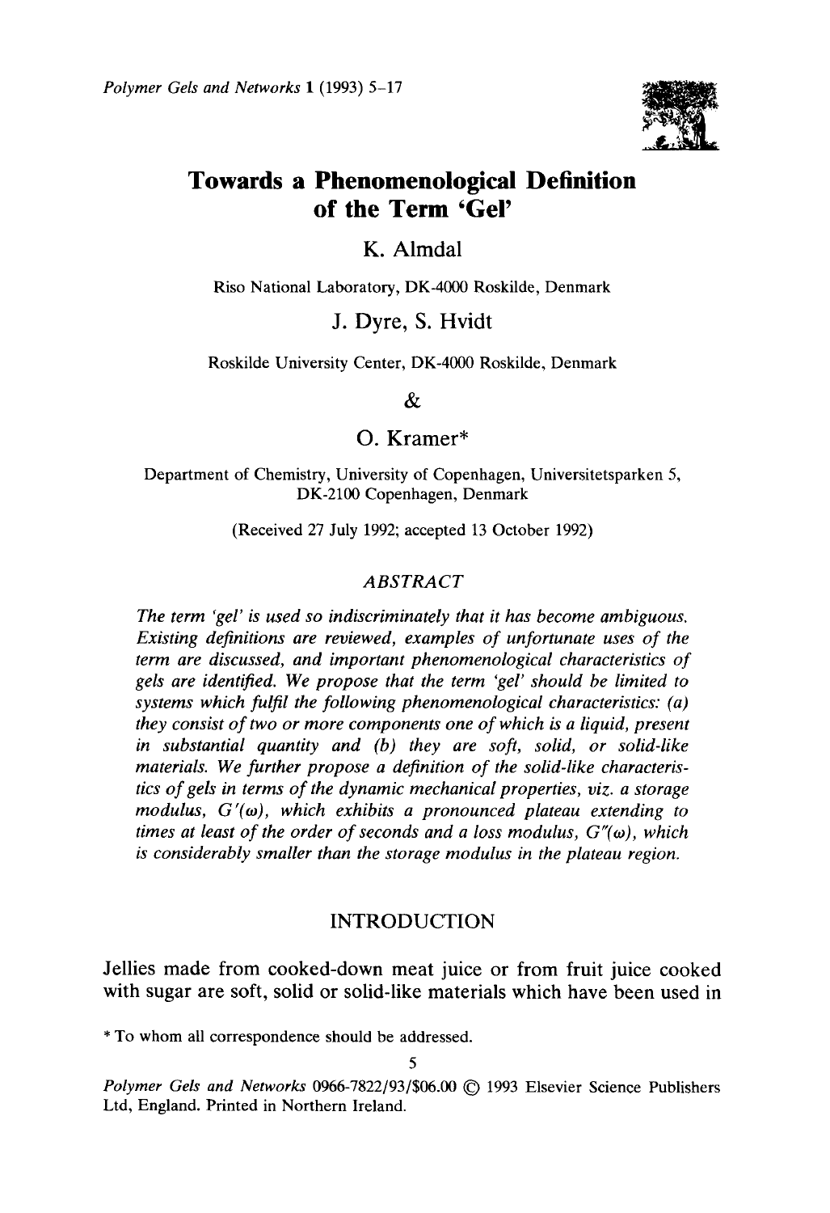# Towards a Phenomenological Definition of the Term 'Gel'

K. Almdal

Riso National Laboratory, DK-4000 Roskilde, Denmark

J. Dyre, S. Hvidt

Roskilde University Center, DK-4000 Roskilde, Denmark

&

O. Kramer*

Department of Chemistry, University of Copenhagen, Universitetsparken 5, DK-2100 Copenhagen, Denmark

(Received 27 July 1992; accepted 13 October 1992)

## ABSTRACT

*The term 'gel' is used so indiscriminately that it has become ambiguous. Existing definitions are reviewed, examples of unfortunate uses of the term are discussed, and important phenomenological characteristics of gels are identified. We propose that the term 'gel' should be limited to systems which fulfil the following phenomenological characteristics: (a) they consist of two or more components one of which is a liquid, present in substantial quantity and (b) they are soft, solid, or solid-like materials. We further propose a definition of the solid-like characteristics of gels in terms of the dynamic mechanical properties, viz. a storage modulus, $G'(\omega)$, which exhibits a pronounced plateau extending to times at least of the order of seconds and a loss modulus, $G''(\omega)$, which is considerably smaller than the storage modulus in the plateau region.*

## INTRODUCTION

Jellies made from cooked-down meat juice or from fruit juice cooked with sugar are soft, solid or solid-like materials which have been used in

\* To whom all correspondence should be addressed.

Polymer Gels and Networks 0966-7822/93/$06.00 © 1993 Elsevier Science Publishers Ltd, England. Printed in Northern Ireland.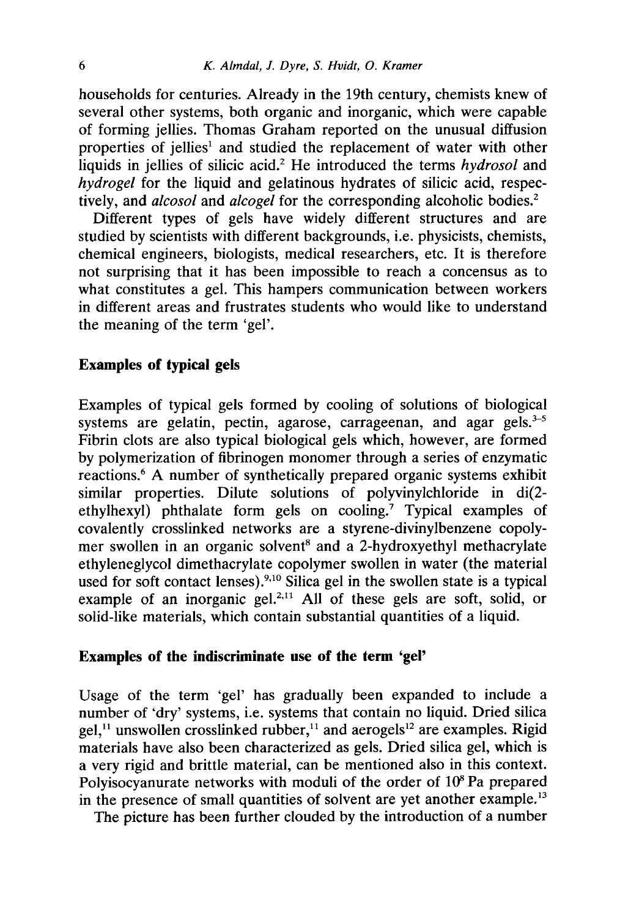households for centuries. Already in the 19th century, chemists knew of several other systems, both organic and inorganic, which were capable of forming jellies. Thomas Graham reported on the unusual diffusion properties of jellies[1] and studied the replacement of water with other liquids in jellies of silicic acid.[2] He introduced the terms *hydrosol* and *hydrogel* for the liquid and gelatinous hydrates of silicic acid, respectively, and *alcosol* and *alcogel* for the corresponding alcoholic bodies.[2]

Different types of gels have widely different structures and are studied by scientists with different backgrounds, i.e. physicists, chemists, chemical engineers, biologists, medical researchers, etc. It is therefore not surprising that it has been impossible to reach a concensus as to what constitutes a gel. This hampers communication between workers in different areas and frustrates students who would like to understand the meaning of the term 'gel'.

## Examples of typical gels

Examples of typical gels formed by cooling of solutions of biological systems are gelatin, pectin, agarose, carrageenan, and agar gels.[3–5] Fibrin clots are also typical biological gels which, however, are formed by polymerization of fibrinogen monomer through a series of enzymatic reactions.[6] A number of synthetically prepared organic systems exhibit similar properties. Dilute solutions of polyvinylchloride in di(2-ethylhexyl) phthalate form gels on cooling.[7] Typical examples of covalently crosslinked networks are a styrene-divinylbenzene copolymer swollen in an organic solvent[8] and a 2-hydroxyethyl methacrylate ethyleneglycol dimethacrylate copolymer swollen in water (the material used for soft contact lenses).[9,10] Silica gel in the swollen state is a typical example of an inorganic gel.[2,11] All of these gels are soft, solid, or solid-like materials, which contain substantial quantities of a liquid.

## Examples of the indiscriminate use of the term 'gel'

Usage of the term 'gel' has gradually been expanded to include a number of 'dry' systems, i.e. systems that contain no liquid. Dried silica gel,[11] unswollen crosslinked rubber,[11] and aerogels[12] are examples. Rigid materials have also been characterized as gels. Dried silica gel, which is a very rigid and brittle material, can be mentioned also in this context. Polyisocyanurate networks with moduli of the order of $10^8$ Pa prepared in the presence of small quantities of solvent are yet another example.[13]

The picture has been further clouded by the introduction of a number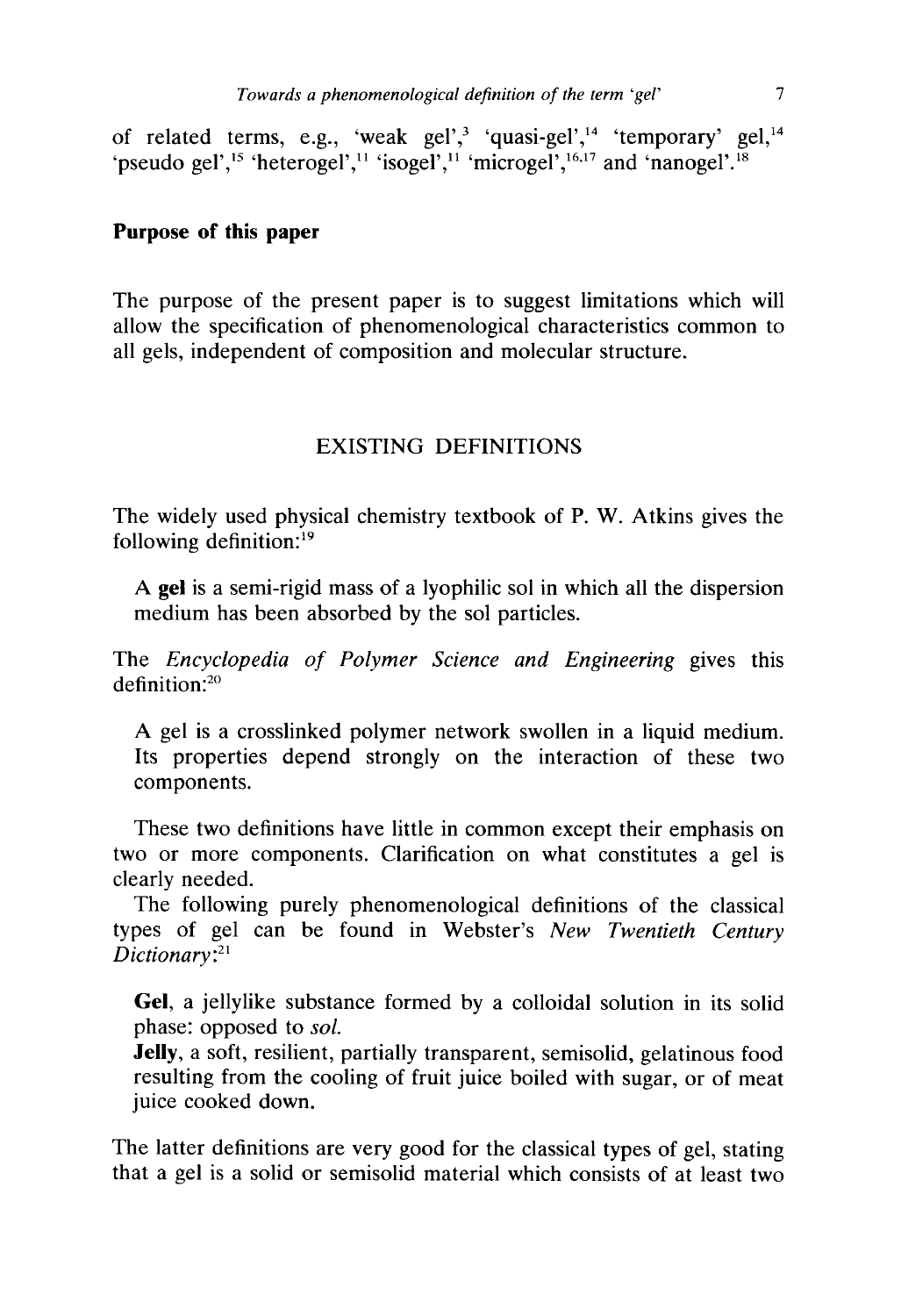of related terms, e.g., 'weak gel',[3] 'quasi-gel',[14] 'temporary' gel,[14] 'pseudo gel',[15] 'heterogel',[11] 'isogel',[11] 'microgel',[16,17] and 'nanogel'.[18]

### Purpose of this paper

The purpose of the present paper is to suggest limitations which will allow the specification of phenomenological characteristics common to all gels, independent of composition and molecular structure.

## EXISTING DEFINITIONS

The widely used physical chemistry textbook of P. W. Atkins gives the following definition:[19]

> A **gel** is a semi-rigid mass of a lyophilic sol in which all the dispersion medium has been absorbed by the sol particles.

The *Encyclopedia of Polymer Science and Engineering* gives this definition:[20]

> A gel is a crosslinked polymer network swollen in a liquid medium. Its properties depend strongly on the interaction of these two components.

These two definitions have little in common except their emphasis on two or more components. Clarification on what constitutes a gel is clearly needed.

The following purely phenomenological definitions of the classical types of gel can be found in Webster's *New Twentieth Century Dictionary*:[21]

> **Gel**, a jellylike substance formed by a colloidal solution in its solid phase: opposed to *sol*.
> **Jelly**, a soft, resilient, partially transparent, semisolid, gelatinous food resulting from the cooling of fruit juice boiled with sugar, or of meat juice cooked down.

The latter definitions are very good for the classical types of gel, stating that a gel is a solid or semisolid material which consists of at least two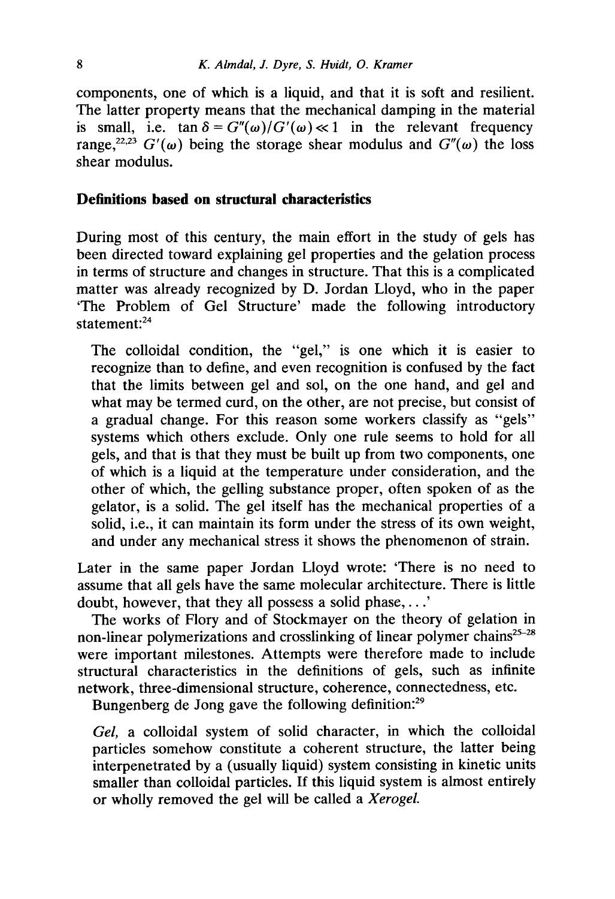components, one of which is a liquid, and that it is soft and resilient. The latter property means that the mechanical damping in the material is small, i.e. $\tan \delta = G''(\omega)/G'(\omega) \ll 1$ in the relevant frequency range,[22,23] $G'(\omega)$ being the storage shear modulus and $G''(\omega)$ the loss shear modulus.

## Definitions based on structural characteristics

During most of this century, the main effort in the study of gels has been directed toward explaining gel properties and the gelation process in terms of structure and changes in structure. That this is a complicated matter was already recognized by D. Jordan Lloyd, who in the paper 'The Problem of Gel Structure' made the following introductory statement:[24]

> The colloidal condition, the "gel," is one which it is easier to recognize than to define, and even recognition is confused by the fact that the limits between gel and sol, on the one hand, and gel and what may be termed curd, on the other, are not precise, but consist of a gradual change. For this reason some workers classify as "gels" systems which others exclude. Only one rule seems to hold for all gels, and that is that they must be built up from two components, one of which is a liquid at the temperature under consideration, and the other of which, the gelling substance proper, often spoken of as the gelator, is a solid. The gel itself has the mechanical properties of a solid, i.e., it can maintain its form under the stress of its own weight, and under any mechanical stress it shows the phenomenon of strain.

Later in the same paper Jordan Lloyd wrote: 'There is no need to assume that all gels have the same molecular architecture. There is little doubt, however, that they all possess a solid phase, . . .'

The works of Flory and of Stockmayer on the theory of gelation in non-linear polymerizations and crosslinking of linear polymer chains[25–28] were important milestones. Attempts were therefore made to include structural characteristics in the definitions of gels, such as infinite network, three-dimensional structure, coherence, connectedness, etc.

Bungenberg de Jong gave the following definition:[29]

> *Gel*, a colloidal system of solid character, in which the colloidal particles somehow constitute a coherent structure, the latter being interpenetrated by a (usually liquid) system consisting in kinetic units smaller than colloidal particles. If this liquid system is almost entirely or wholly removed the gel will be called a *Xerogel*.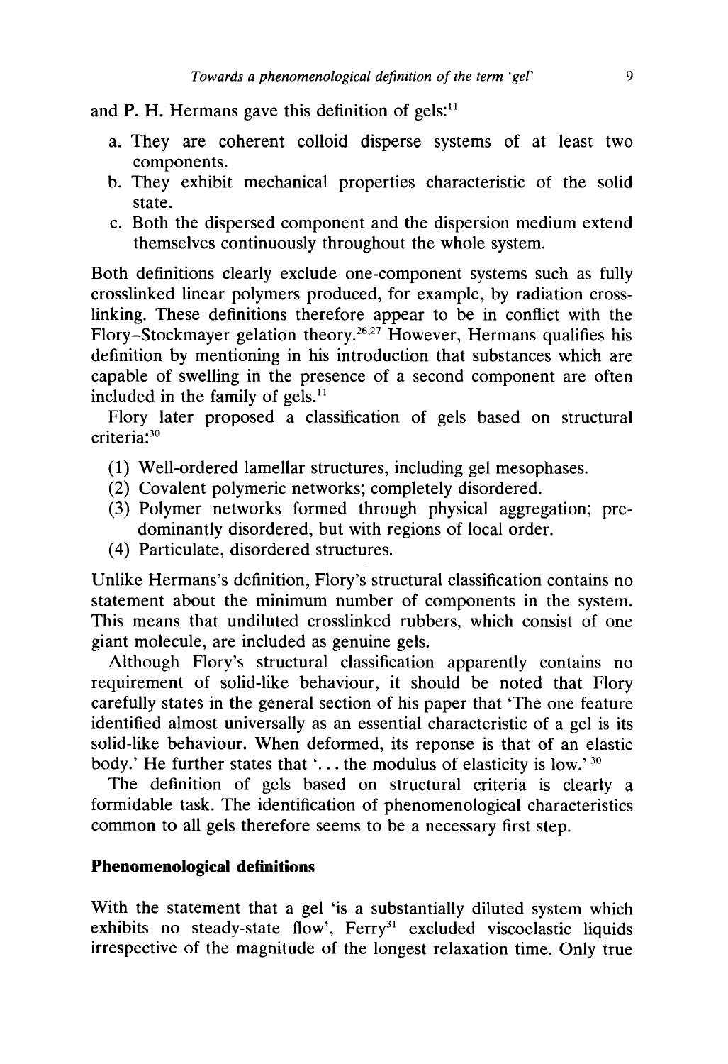and P. H. Hermans gave this definition of gels:[11]

a. They are coherent colloid disperse systems of at least two components.
b. They exhibit mechanical properties characteristic of the solid state.
c. Both the dispersed component and the dispersion medium extend themselves continuously throughout the whole system.

Both definitions clearly exclude one-component systems such as fully crosslinked linear polymers produced, for example, by radiation crosslinking. These definitions therefore appear to be in conflict with the Flory–Stockmayer gelation theory.[26,27] However, Hermans qualifies his definition by mentioning in his introduction that substances which are capable of swelling in the presence of a second component are often included in the family of gels.[11]

Flory later proposed a classification of gels based on structural criteria:[30]

(1) Well-ordered lamellar structures, including gel mesophases.
(2) Covalent polymeric networks; completely disordered.
(3) Polymer networks formed through physical aggregation; predominantly disordered, but with regions of local order.
(4) Particulate, disordered structures.

Unlike Hermans's definition, Flory's structural classification contains no statement about the minimum number of components in the system. This means that undiluted crosslinked rubbers, which consist of one giant molecule, are included as genuine gels.

Although Flory's structural classification apparently contains no requirement of solid-like behaviour, it should be noted that Flory carefully states in the general section of his paper that 'The one feature identified almost universally as an essential characteristic of a gel is its solid-like behaviour. When deformed, its reponse is that of an elastic body.' He further states that '... the modulus of elasticity is low.'[30]

The definition of gels based on structural criteria is clearly a formidable task. The identification of phenomenological characteristics common to all gels therefore seems to be a necessary first step.

## Phenomenological definitions

With the statement that a gel 'is a substantially diluted system which exhibits no steady-state flow', Ferry[31] excluded viscoelastic liquids irrespective of the magnitude of the longest relaxation time. Only true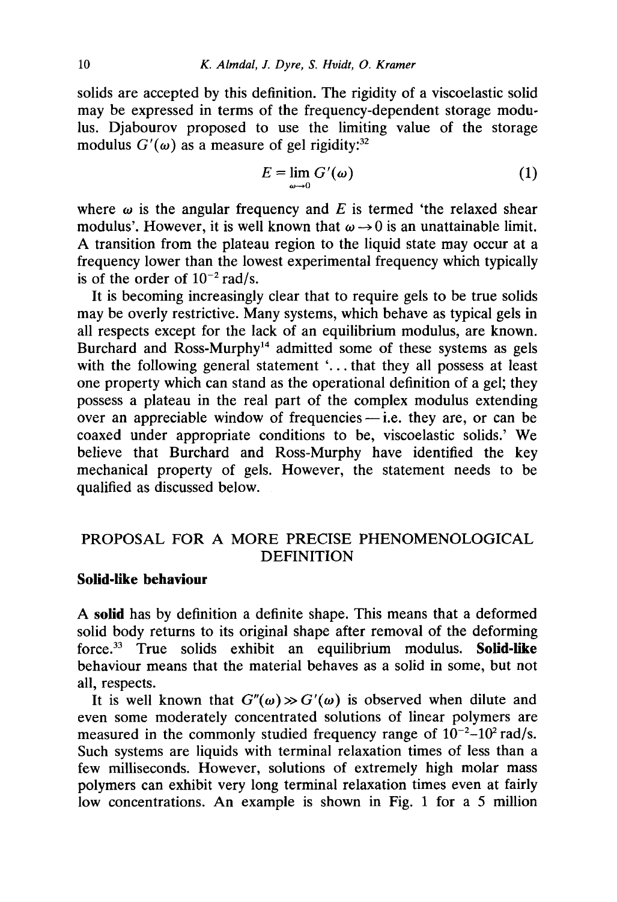solids are accepted by this definition. The rigidity of a viscoelastic solid may be expressed in terms of the frequency-dependent storage modulus. Djabourov proposed to use the limiting value of the storage modulus $G'(\omega)$ as a measure of gel rigidity:[32]

$$E = \lim_{\omega \to 0} G'(\omega) \tag{1}$$

where $\omega$ is the angular frequency and $E$ is termed 'the relaxed shear modulus'. However, it is well known that $\omega \to 0$ is an unattainable limit. A transition from the plateau region to the liquid state may occur at a frequency lower than the lowest experimental frequency which typically is of the order of $10^{-2}$ rad/s.

It is becoming increasingly clear that to require gels to be true solids may be overly restrictive. Many systems, which behave as typical gels in all respects except for the lack of an equilibrium modulus, are known. Burchard and Ross-Murphy[14] admitted some of these systems as gels with the following general statement '... that they all possess at least one property which can stand as the operational definition of a gel; they possess a plateau in the real part of the complex modulus extending over an appreciable window of frequencies — i.e. they are, or can be coaxed under appropriate conditions to be, viscoelastic solids.' We believe that Burchard and Ross-Murphy have identified the key mechanical property of gels. However, the statement needs to be qualified as discussed below.

## PROPOSAL FOR A MORE PRECISE PHENOMENOLOGICAL DEFINITION

### Solid-like behaviour

A **solid** has by definition a definite shape. This means that a deformed solid body returns to its original shape after removal of the deforming force.[33] True solids exhibit an equilibrium modulus. **Solid-like** behaviour means that the material behaves as a solid in some, but not all, respects.

It is well known that $G''(\omega) \gg G'(\omega)$ is observed when dilute and even some moderately concentrated solutions of linear polymers are measured in the commonly studied frequency range of $10^{-2}$–$10^{2}$ rad/s. Such systems are liquids with terminal relaxation times of less than a few milliseconds. However, solutions of extremely high molar mass polymers can exhibit very long terminal relaxation times even at fairly low concentrations. An example is shown in Fig. 1 for a 5 million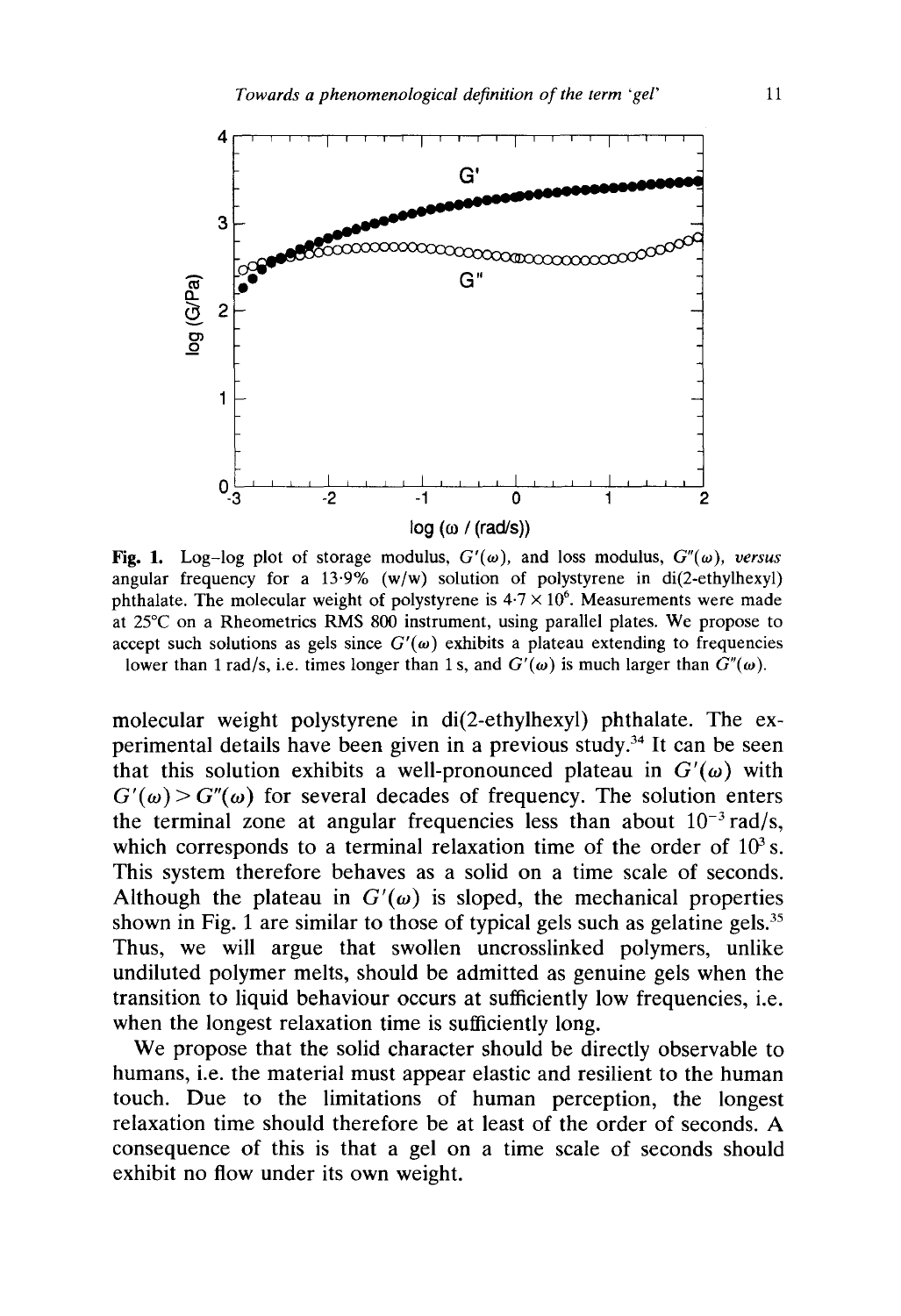**Fig. 1.** Log–log plot of storage modulus, $G'(\omega)$, and loss modulus, $G''(\omega)$, *versus* angular frequency for a 13·9% (w/w) solution of polystyrene in di(2-ethylhexyl) phthalate. The molecular weight of polystyrene is $4{\cdot}7 \times 10^6$. Measurements were made at 25°C on a Rheometrics RMS 800 instrument, using parallel plates. We propose to accept such solutions as gels since $G'(\omega)$ exhibits a plateau extending to frequencies lower than 1 rad/s, i.e. times longer than 1 s, and $G'(\omega)$ is much larger than $G''(\omega)$.

molecular weight polystyrene in di(2-ethylhexyl) phthalate. The experimental details have been given in a previous study.[34] It can be seen that this solution exhibits a well-pronounced plateau in $G'(\omega)$ with $G'(\omega) > G''(\omega)$ for several decades of frequency. The solution enters the terminal zone at angular frequencies less than about $10^{-3}$ rad/s, which corresponds to a terminal relaxation time of the order of $10^3$ s. This system therefore behaves as a solid on a time scale of seconds. Although the plateau in $G'(\omega)$ is sloped, the mechanical properties shown in Fig. 1 are similar to those of typical gels such as gelatine gels.[35] Thus, we will argue that swollen uncrosslinked polymers, unlike undiluted polymer melts, should be admitted as genuine gels when the transition to liquid behaviour occurs at sufficiently low frequencies, i.e. when the longest relaxation time is sufficiently long.

We propose that the solid character should be directly observable to humans, i.e. the material must appear elastic and resilient to the human touch. Due to the limitations of human perception, the longest relaxation time should therefore be at least of the order of seconds. A consequence of this is that a gel on a time scale of seconds should exhibit no flow under its own weight.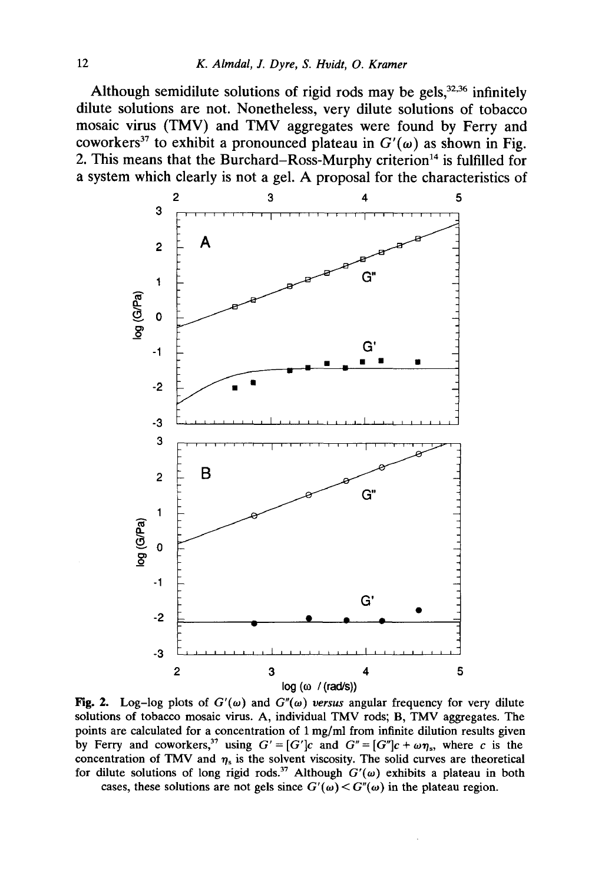Although semidilute solutions of rigid rods may be gels,[32,36] infinitely dilute solutions are not. Nonetheless, very dilute solutions of tobacco mosaic virus (TMV) and TMV aggregates were found by Ferry and coworkers[37] to exhibit a pronounced plateau in $G'(\omega)$ as shown in Fig. 2. This means that the Burchard–Ross-Murphy criterion[14] is fulfilled for a system which clearly is not a gel. A proposal for the characteristics of

**Fig. 2.** Log–log plots of $G'(\omega)$ and $G''(\omega)$ *versus* angular frequency for very dilute solutions of tobacco mosaic virus. A, individual TMV rods; B, TMV aggregates. The points are calculated for a concentration of 1 mg/ml from infinite dilution results given by Ferry and coworkers,[37] using $G' = [G']c$ and $G'' = [G'']c + \omega\eta_s$, where $c$ is the concentration of TMV and $\eta_s$ is the solvent viscosity. The solid curves are theoretical for dilute solutions of long rigid rods.[37] Although $G'(\omega)$ exhibits a plateau in both cases, these solutions are not gels since $G'(\omega) < G''(\omega)$ in the plateau region.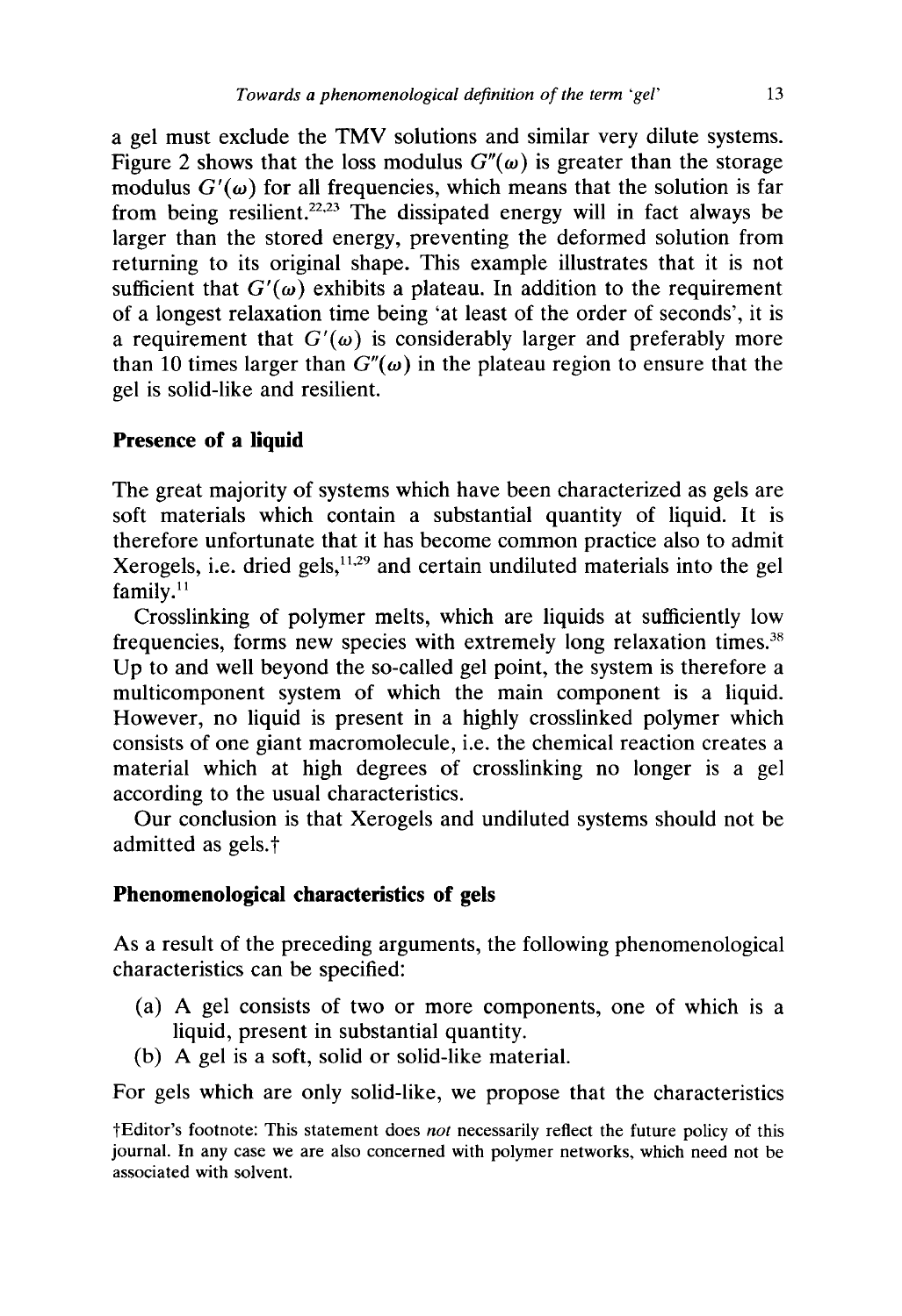a gel must exclude the TMV solutions and similar very dilute systems. Figure 2 shows that the loss modulus $G''(\omega)$ is greater than the storage modulus $G'(\omega)$ for all frequencies, which means that the solution is far from being resilient.[22,23] The dissipated energy will in fact always be larger than the stored energy, preventing the deformed solution from returning to its original shape. This example illustrates that it is not sufficient that $G'(\omega)$ exhibits a plateau. In addition to the requirement of a longest relaxation time being 'at least of the order of seconds', it is a requirement that $G'(\omega)$ is considerably larger and preferably more than 10 times larger than $G''(\omega)$ in the plateau region to ensure that the gel is solid-like and resilient.

## Presence of a liquid

The great majority of systems which have been characterized as gels are soft materials which contain a substantial quantity of liquid. It is therefore unfortunate that it has become common practice also to admit Xerogels, i.e. dried gels,[11,29] and certain undiluted materials into the gel family.[11]

Crosslinking of polymer melts, which are liquids at sufficiently low frequencies, forms new species with extremely long relaxation times.[38] Up to and well beyond the so-called gel point, the system is therefore a multicomponent system of which the main component is a liquid. However, no liquid is present in a highly crosslinked polymer which consists of one giant macromolecule, i.e. the chemical reaction creates a material which at high degrees of crosslinking no longer is a gel according to the usual characteristics.

Our conclusion is that Xerogels and undiluted systems should not be admitted as gels.†

## Phenomenological characteristics of gels

As a result of the preceding arguments, the following phenomenological characteristics can be specified:

(a) A gel consists of two or more components, one of which is a liquid, present in substantial quantity.

(b) A gel is a soft, solid or solid-like material.

For gels which are only solid-like, we propose that the characteristics

†Editor's footnote: This statement does *not* necessarily reflect the future policy of this journal. In any case we are also concerned with polymer networks, which need not be associated with solvent.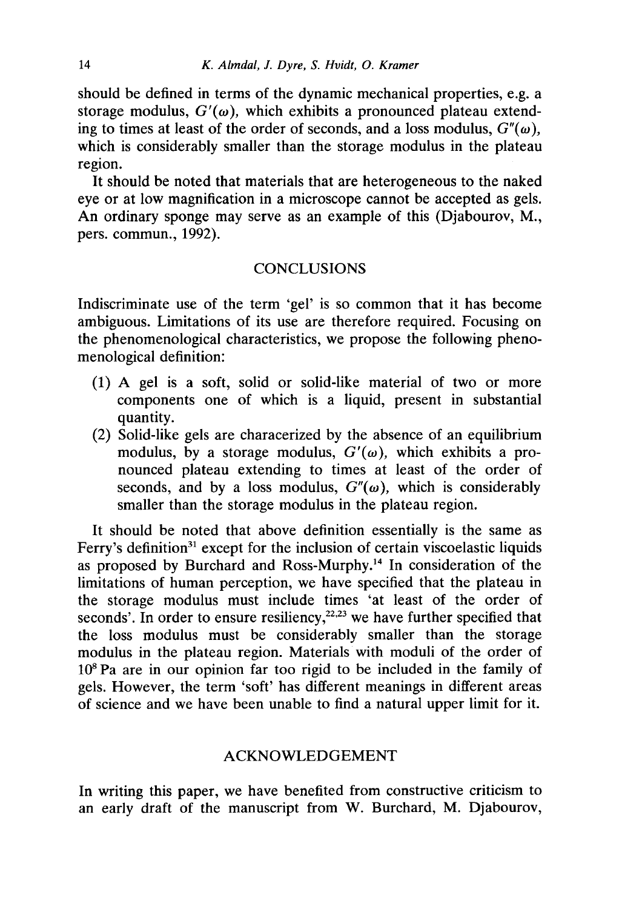should be defined in terms of the dynamic mechanical properties, e.g. a storage modulus, $G'(\omega)$, which exhibits a pronounced plateau extending to times at least of the order of seconds, and a loss modulus, $G''(\omega)$, which is considerably smaller than the storage modulus in the plateau region.

It should be noted that materials that are heterogeneous to the naked eye or at low magnification in a microscope cannot be accepted as gels. An ordinary sponge may serve as an example of this (Djabourov, M., pers. commun., 1992).

## CONCLUSIONS

Indiscriminate use of the term 'gel' is so common that it has become ambiguous. Limitations of its use are therefore required. Focusing on the phenomenological characteristics, we propose the following phenomenological definition:

1. A gel is a soft, solid or solid-like material of two or more components one of which is a liquid, present in substantial quantity.
2. Solid-like gels are characerized by the absence of an equilibrium modulus, by a storage modulus, $G'(\omega)$, which exhibits a pronounced plateau extending to times at least of the order of seconds, and by a loss modulus, $G''(\omega)$, which is considerably smaller than the storage modulus in the plateau region.

It should be noted that above definition essentially is the same as Ferry's definition[31] except for the inclusion of certain viscoelastic liquids as proposed by Burchard and Ross-Murphy.[14] In consideration of the limitations of human perception, we have specified that the plateau in the storage modulus must include times 'at least of the order of seconds'. In order to ensure resiliency,[22,23] we have further specified that the loss modulus must be considerably smaller than the storage modulus in the plateau region. Materials with moduli of the order of $10^8$ Pa are in our opinion far too rigid to be included in the family of gels. However, the term 'soft' has different meanings in different areas of science and we have been unable to find a natural upper limit for it.

## ACKNOWLEDGEMENT

In writing this paper, we have benefited from constructive criticism to an early draft of the manuscript from W. Burchard, M. Djabourov,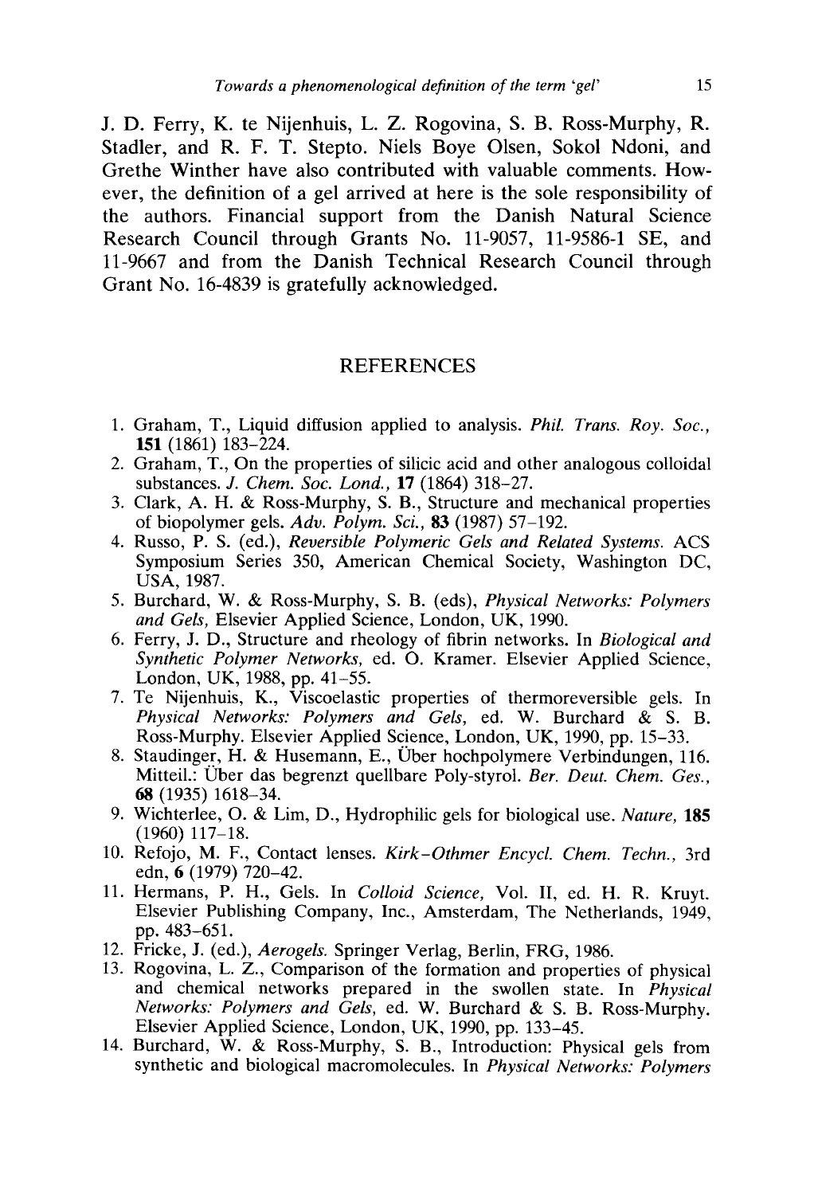J. D. Ferry, K. te Nijenhuis, L. Z. Rogovina, S. B. Ross-Murphy, R. Stadler, and R. F. T. Stepto. Niels Boye Olsen, Sokol Ndoni, and Grethe Winther have also contributed with valuable comments. However, the definition of a gel arrived at here is the sole responsibility of the authors. Financial support from the Danish Natural Science Research Council through Grants No. 11-9057, 11-9586-1 SE, and 11-9667 and from the Danish Technical Research Council through Grant No. 16-4839 is gratefully acknowledged.

## REFERENCES

1. Graham, T., Liquid diffusion applied to analysis. *Phil. Trans. Roy. Soc.*, **151** (1861) 183–224.
2. Graham, T., On the properties of silicic acid and other analogous colloidal substances. *J. Chem. Soc. Lond.*, **17** (1864) 318–27.
3. Clark, A. H. & Ross-Murphy, S. B., Structure and mechanical properties of biopolymer gels. *Adv. Polym. Sci.*, **83** (1987) 57–192.
4. Russo, P. S. (ed.), *Reversible Polymeric Gels and Related Systems*. ACS Symposium Series 350, American Chemical Society, Washington DC, USA, 1987.
5. Burchard, W. & Ross-Murphy, S. B. (eds), *Physical Networks: Polymers and Gels*, Elsevier Applied Science, London, UK, 1990.
6. Ferry, J. D., Structure and rheology of fibrin networks. In *Biological and Synthetic Polymer Networks*, ed. O. Kramer. Elsevier Applied Science, London, UK, 1988, pp. 41–55.
7. Te Nijenhuis, K., Viscoelastic properties of thermoreversible gels. In *Physical Networks: Polymers and Gels*, ed. W. Burchard & S. B. Ross-Murphy. Elsevier Applied Science, London, UK, 1990, pp. 15–33.
8. Staudinger, H. & Husemann, E., Über hochpolymere Verbindungen, 116. Mitteil.: Über das begrenzt quellbare Poly-styrol. *Ber. Deut. Chem. Ges.*, **68** (1935) 1618–34.
9. Wichterlee, O. & Lim, D., Hydrophilic gels for biological use. *Nature*, **185** (1960) 117–18.
10. Refojo, M. F., Contact lenses. *Kirk–Othmer Encycl. Chem. Techn.*, 3rd edn, **6** (1979) 720–42.
11. Hermans, P. H., Gels. In *Colloid Science*, Vol. II, ed. H. R. Kruyt. Elsevier Publishing Company, Inc., Amsterdam, The Netherlands, 1949, pp. 483–651.
12. Fricke, J. (ed.), *Aerogels*. Springer Verlag, Berlin, FRG, 1986.
13. Rogovina, L. Z., Comparison of the formation and properties of physical and chemical networks prepared in the swollen state. In *Physical Networks: Polymers and Gels*, ed. W. Burchard & S. B. Ross-Murphy. Elsevier Applied Science, London, UK, 1990, pp. 133–45.
14. Burchard, W. & Ross-Murphy, S. B., Introduction: Physical gels from synthetic and biological macromolecules. In *Physical Networks: Polymers*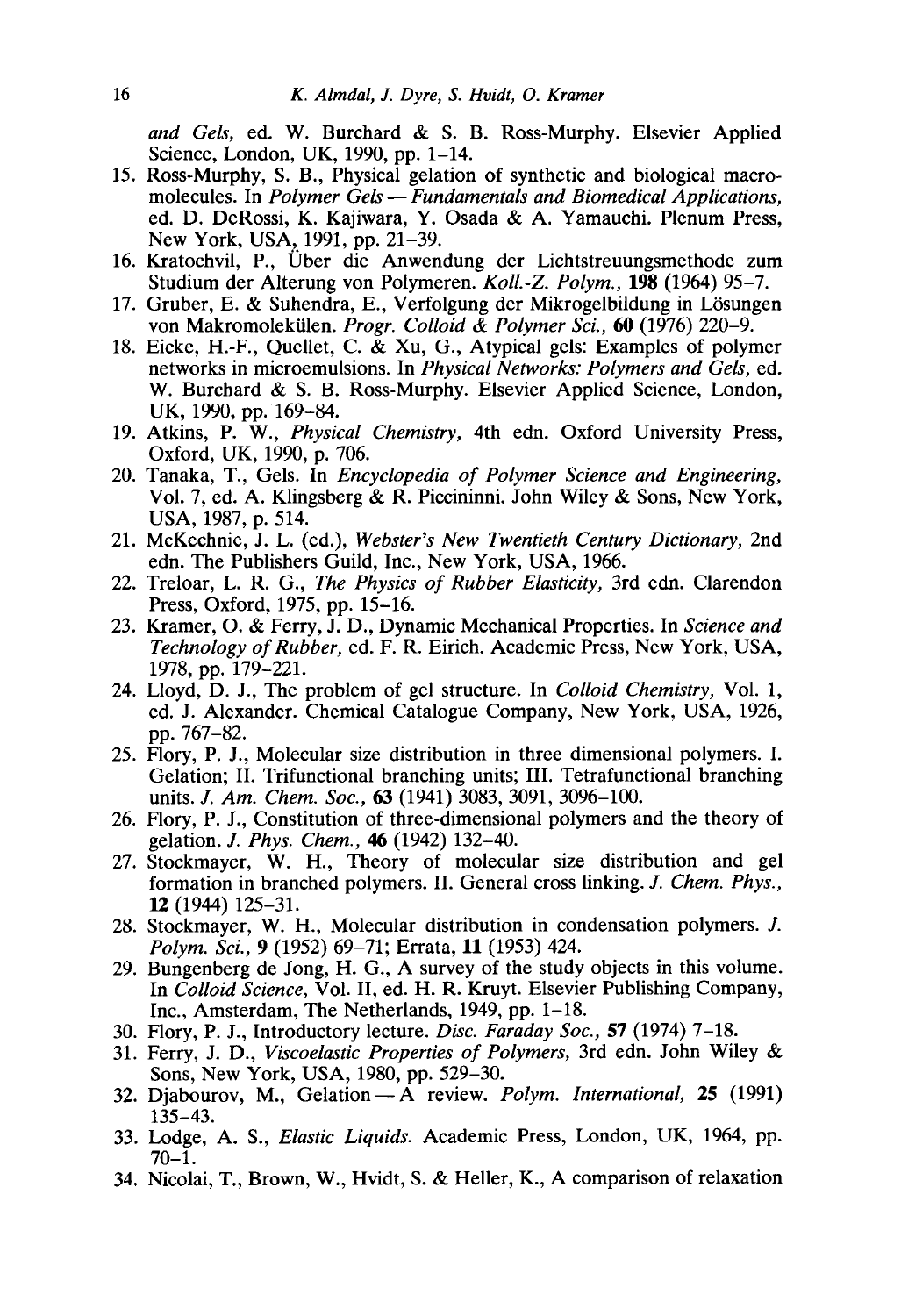*and Gels*, ed. W. Burchard & S. B. Ross-Murphy. Elsevier Applied Science, London, UK, 1990, pp. 1–14.

15. Ross-Murphy, S. B., Physical gelation of synthetic and biological macromolecules. In *Polymer Gels — Fundamentals and Biomedical Applications*, ed. D. DeRossi, K. Kajiwara, Y. Osada & A. Yamauchi. Plenum Press, New York, USA, 1991, pp. 21–39.
16. Kratochvil, P., Über die Anwendung der Lichtstreuungsmethode zum Studium der Alterung von Polymeren. *Koll.-Z. Polym.*, **198** (1964) 95–7.
17. Gruber, E. & Suhendra, E., Verfolgung der Mikrogelbildung in Lösungen von Makromolekülen. *Progr. Colloid & Polymer Sci.*, **60** (1976) 220–9.
18. Eicke, H.-F., Quellet, C. & Xu, G., Atypical gels: Examples of polymer networks in microemulsions. In *Physical Networks: Polymers and Gels*, ed. W. Burchard & S. B. Ross-Murphy. Elsevier Applied Science, London, UK, 1990, pp. 169–84.
19. Atkins, P. W., *Physical Chemistry*, 4th edn. Oxford University Press, Oxford, UK, 1990, p. 706.
20. Tanaka, T., Gels. In *Encyclopedia of Polymer Science and Engineering*, Vol. 7, ed. A. Klingsberg & R. Piccininni. John Wiley & Sons, New York, USA, 1987, p. 514.
21. McKechnie, J. L. (ed.), *Webster's New Twentieth Century Dictionary*, 2nd edn. The Publishers Guild, Inc., New York, USA, 1966.
22. Treloar, L. R. G., *The Physics of Rubber Elasticity*, 3rd edn. Clarendon Press, Oxford, 1975, pp. 15–16.
23. Kramer, O. & Ferry, J. D., Dynamic Mechanical Properties. In *Science and Technology of Rubber*, ed. F. R. Eirich. Academic Press, New York, USA, 1978, pp. 179–221.
24. Lloyd, D. J., The problem of gel structure. In *Colloid Chemistry*, Vol. 1, ed. J. Alexander. Chemical Catalogue Company, New York, USA, 1926, pp. 767–82.
25. Flory, P. J., Molecular size distribution in three dimensional polymers. I. Gelation; II. Trifunctional branching units; III. Tetrafunctional branching units. *J. Am. Chem. Soc.*, **63** (1941) 3083, 3091, 3096–100.
26. Flory, P. J., Constitution of three-dimensional polymers and the theory of gelation. *J. Phys. Chem.*, **46** (1942) 132–40.
27. Stockmayer, W. H., Theory of molecular size distribution and gel formation in branched polymers. II. General cross linking. *J. Chem. Phys.*, **12** (1944) 125–31.
28. Stockmayer, W. H., Molecular distribution in condensation polymers. *J. Polym. Sci.*, **9** (1952) 69–71; Errata, **11** (1953) 424.
29. Bungenberg de Jong, H. G., A survey of the study objects in this volume. In *Colloid Science*, Vol. II, ed. H. R. Kruyt. Elsevier Publishing Company, Inc., Amsterdam, The Netherlands, 1949, pp. 1–18.
30. Flory, P. J., Introductory lecture. *Disc. Faraday Soc.*, **57** (1974) 7–18.
31. Ferry, J. D., *Viscoelastic Properties of Polymers*, 3rd edn. John Wiley & Sons, New York, USA, 1980, pp. 529–30.
32. Djabourov, M., Gelation — A review. *Polym. International*, **25** (1991) 135–43.
33. Lodge, A. S., *Elastic Liquids*. Academic Press, London, UK, 1964, pp. 70–1.
34. Nicolai, T., Brown, W., Hvidt, S. & Heller, K., A comparison of relaxation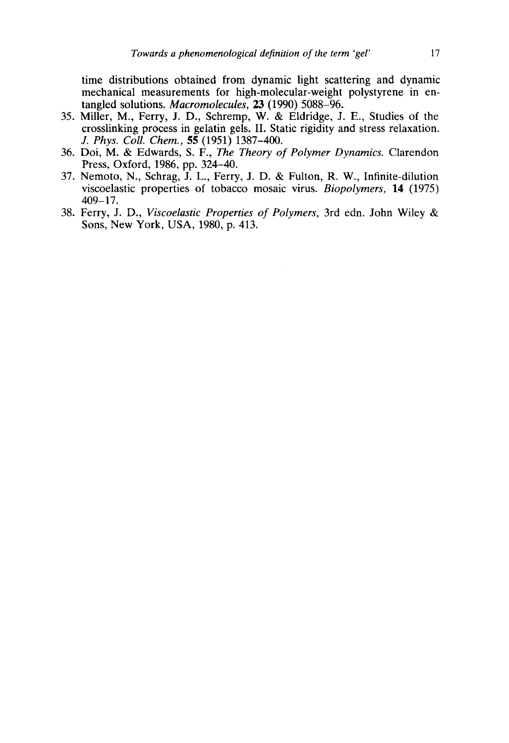time distributions obtained from dynamic light scattering and dynamic mechanical measurements for high-molecular-weight polystyrene in entangled solutions. *Macromolecules*, **23** (1990) 5088–96.

35. Miller, M., Ferry, J. D., Schremp, W. & Eldridge, J. E., Studies of the crosslinking process in gelatin gels. II. Static rigidity and stress relaxation. *J. Phys. Coll. Chem.*, **55** (1951) 1387–400.
36. Doi, M. & Edwards, S. F., *The Theory of Polymer Dynamics*. Clarendon Press, Oxford, 1986, pp. 324–40.
37. Nemoto, N., Schrag, J. L., Ferry, J. D. & Fulton, R. W., Infinite-dilution viscoelastic properties of tobacco mosaic virus. *Biopolymers*, **14** (1975) 409–17.
38. Ferry, J. D., *Viscoelastic Properties of Polymers*, 3rd edn. John Wiley & Sons, New York, USA, 1980, p. 413.